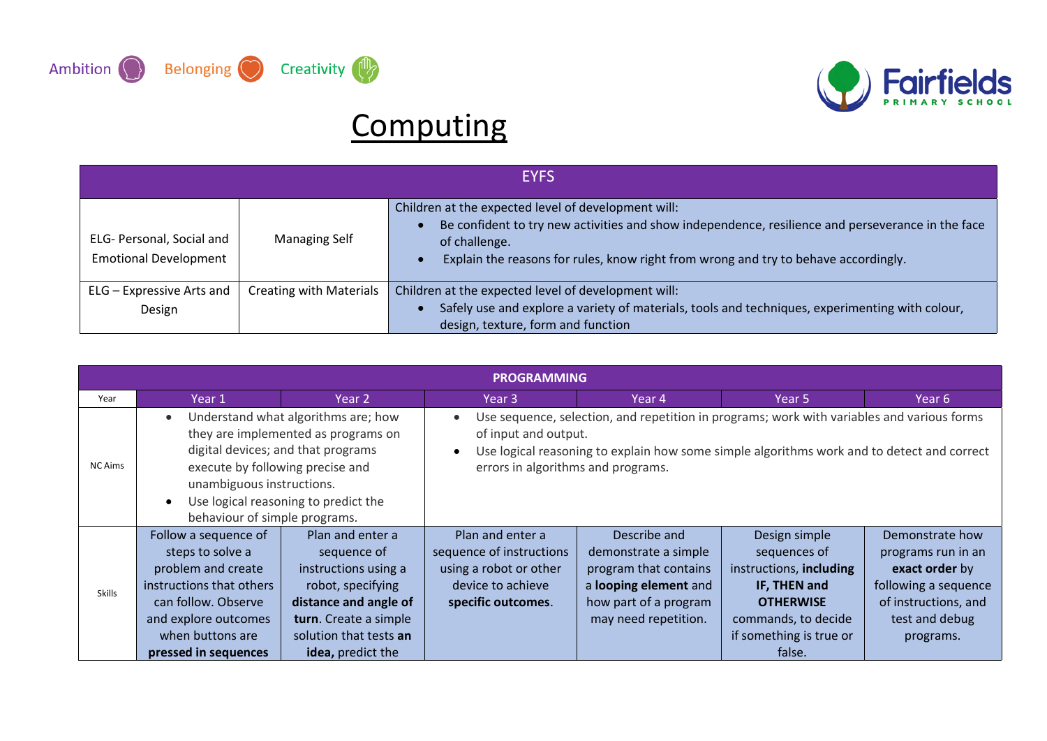Ambition Belonging Creativity

**Fairfields** PRIMARY SCHOOL

# Computing

| EYFS | | |
|---|---|---|
| ELG- Personal, Social and Emotional Development | Managing Self | Children at the expected level of development will:<br>• Be confident to try new activities and show independence, resilience and perseverance in the face of challenge.<br>• Explain the reasons for rules, know right from wrong and try to behave accordingly. |
| ELG – Expressive Arts and Design | Creating with Materials | Children at the expected level of development will:<br>• Safely use and explore a variety of materials, tools and techniques, experimenting with colour, design, texture, form and function |

| **PROGRAMMING** | | | | | | |
|---|---|---|---|---|---|---|
| Year | Year 1 | Year 2 | Year 3 | Year 4 | Year 5 | Year 6 |
| NC Aims | • Understand what algorithms are; how they are implemented as programs on digital devices; and that programs execute by following precise and unambiguous instructions.<br>• Use logical reasoning to predict the behaviour of simple programs. | | • Use sequence, selection, and repetition in programs; work with variables and various forms of input and output.<br>• Use logical reasoning to explain how some simple algorithms work and to detect and correct errors in algorithms and programs. | | | |
| Skills | Follow a sequence of steps to solve a problem and create instructions that others can follow. Observe and explore outcomes when buttons are **pressed in sequences** | Plan and enter a sequence of instructions using a robot, specifying **distance and angle of turn**. Create a simple solution that tests **an idea,** predict the | Plan and enter a sequence of instructions using a robot or other device to achieve **specific outcomes**. | Describe and demonstrate a simple program that contains a **looping element** and how part of a program may need repetition. | Design simple sequences of instructions, **including IF, THEN and OTHERWISE** commands, to decide if something is true or false. | Demonstrate how programs run in an **exact order** by following a sequence of instructions, and test and debug programs. |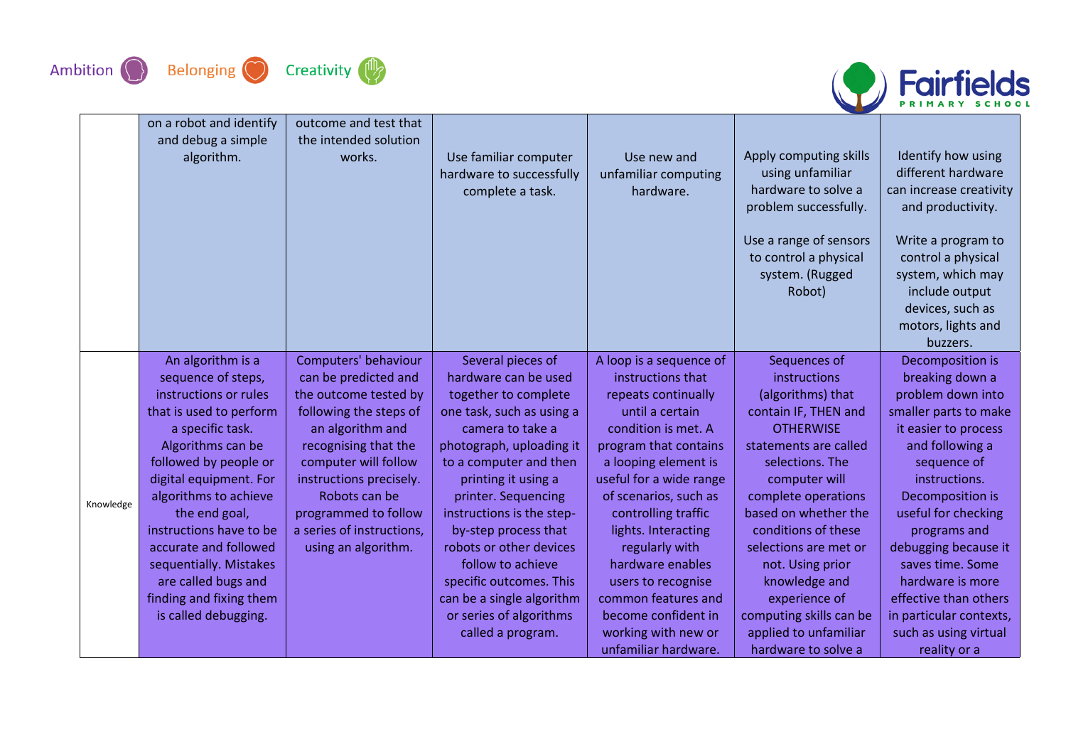| | | | | | | |
|---|---|---|---|---|---|---|
| | on a robot and identify and debug a simple algorithm. | outcome and test that the intended solution works. | Use familiar computer hardware to successfully complete a task. | Use new and unfamiliar computing hardware. | Apply computing skills using unfamiliar hardware to solve a problem successfully.<br><br>Use a range of sensors to control a physical system. (Rugged Robot) | Identify how using different hardware can increase creativity and productivity.<br><br>Write a program to control a physical system, which may include output devices, such as motors, lights and buzzers. |
| Knowledge | An algorithm is a sequence of steps, instructions or rules that is used to perform a specific task. Algorithms can be followed by people or digital equipment. For algorithms to achieve the end goal, instructions have to be accurate and followed sequentially. Mistakes are called bugs and finding and fixing them is called debugging. | Computers' behaviour can be predicted and the outcome tested by following the steps of an algorithm and recognising that the computer will follow instructions precisely. Robots can be programmed to follow a series of instructions, using an algorithm. | Several pieces of hardware can be used together to complete one task, such as using a camera to take a photograph, uploading it to a computer and then printing it using a printer. Sequencing instructions is the step-by-step process that robots or other devices follow to achieve specific outcomes. This can be a single algorithm or series of algorithms called a program. | A loop is a sequence of instructions that repeats continually until a certain condition is met. A program that contains a looping element is useful for a wide range of scenarios, such as controlling traffic lights. Interacting regularly with hardware enables users to recognise common features and become confident in working with new or unfamiliar hardware. | Sequences of instructions (algorithms) that contain IF, THEN and OTHERWISE statements are called selections. The computer will complete operations based on whether the conditions of these selections are met or not. Using prior knowledge and experience of computing skills can be applied to unfamiliar hardware to solve a | Decomposition is breaking down a problem down into smaller parts to make it easier to process and following a sequence of instructions. Decomposition is useful for checking programs and debugging because it saves time. Some hardware is more effective than others in particular contexts, such as using virtual reality or a |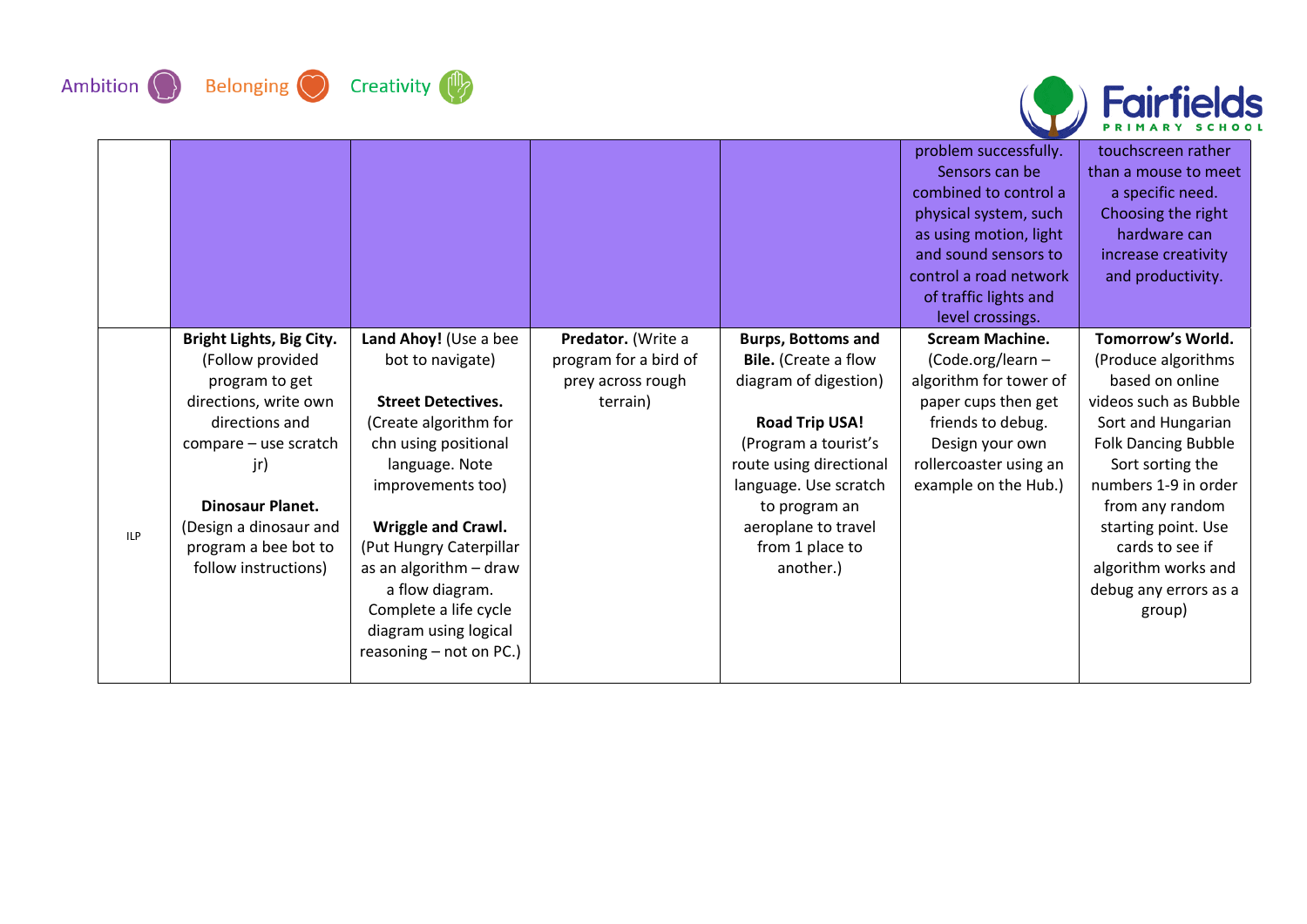Ambition Belonging Creativity

| | | | | | | |
|---|---|---|---|---|---|---|
| | | | | | problem successfully. Sensors can be combined to control a physical system, such as using motion, light and sound sensors to control a road network of traffic lights and level crossings. | touchscreen rather than a mouse to meet a specific need. Choosing the right hardware can increase creativity and productivity. |
| ILP | **Bright Lights, Big City.** (Follow provided program to get directions, write own directions and compare – use scratch jr)<br><br>**Dinosaur Planet.** (Design a dinosaur and program a bee bot to follow instructions) | **Land Ahoy!** (Use a bee bot to navigate)<br><br>**Street Detectives.** (Create algorithm for chn using positional language. Note improvements too)<br><br>**Wriggle and Crawl.** (Put Hungry Caterpillar as an algorithm – draw a flow diagram. Complete a life cycle diagram using logical reasoning – not on PC.) | **Predator.** (Write a program for a bird of prey across rough terrain) | **Burps, Bottoms and Bile.** (Create a flow diagram of digestion)<br><br>**Road Trip USA!** (Program a tourist's route using directional language. Use scratch to program an aeroplane to travel from 1 place to another.) | **Scream Machine.** (Code.org/learn – algorithm for tower of paper cups then get friends to debug. Design your own rollercoaster using an example on the Hub.) | **Tomorrow's World.** (Produce algorithms based on online videos such as Bubble Sort and Hungarian Folk Dancing Bubble Sort sorting the numbers 1-9 in order from any random starting point. Use cards to see if algorithm works and debug any errors as a group) |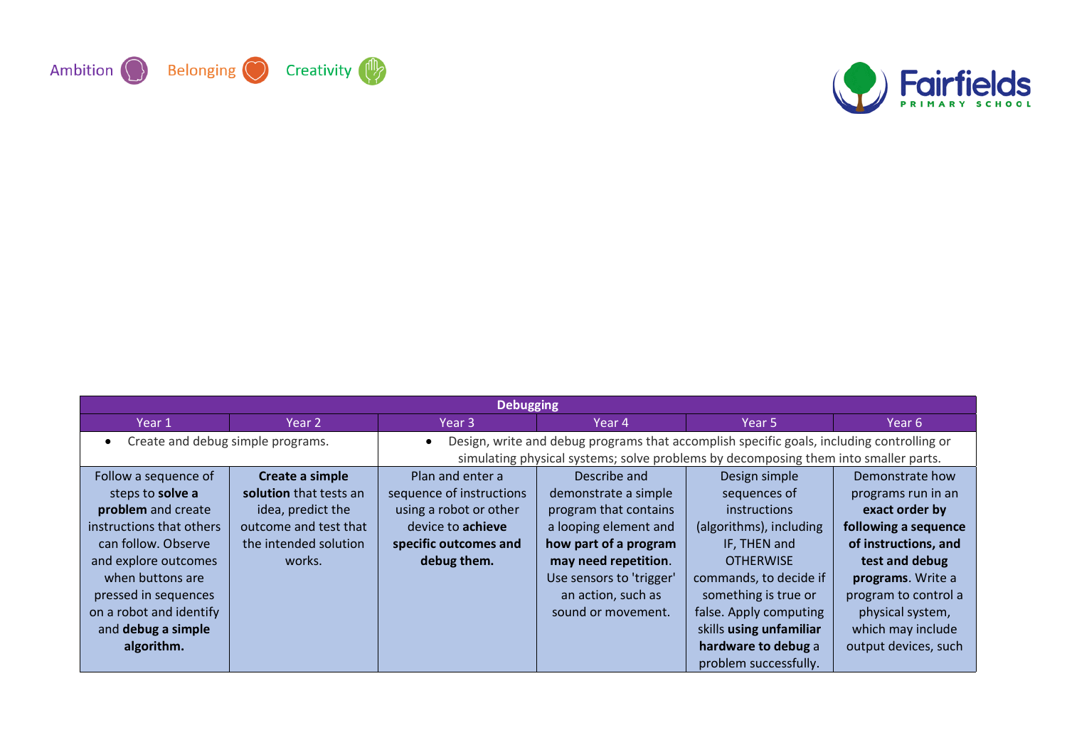Ambition Belonging Creativity

| Debugging | | | | | |
|---|---|---|---|---|---|
| Year 1 | Year 2 | Year 3 | Year 4 | Year 5 | Year 6 |
| • Create and debug simple programs. | | • Design, write and debug programs that accomplish specific goals, including controlling or simulating physical systems; solve problems by decomposing them into smaller parts. | | | |
| Follow a sequence of steps to **solve a problem** and create instructions that others can follow. Observe and explore outcomes when buttons are pressed in sequences on a robot and identify and **debug a simple algorithm.** | **Create a simple solution** that tests an idea, predict the outcome and test that the intended solution works. | Plan and enter a sequence of instructions using a robot or other device to **achieve specific outcomes and debug them.** | Describe and demonstrate a simple program that contains a looping element and **how part of a program may need repetition**. Use sensors to 'trigger' an action, such as sound or movement. | Design simple sequences of instructions (algorithms), including IF, THEN and OTHERWISE commands, to decide if something is true or false. Apply computing skills **using unfamiliar hardware to debug** a problem successfully. | Demonstrate how programs run in an **exact order by following a sequence of instructions, and test and debug programs**. Write a program to control a physical system, which may include output devices, such |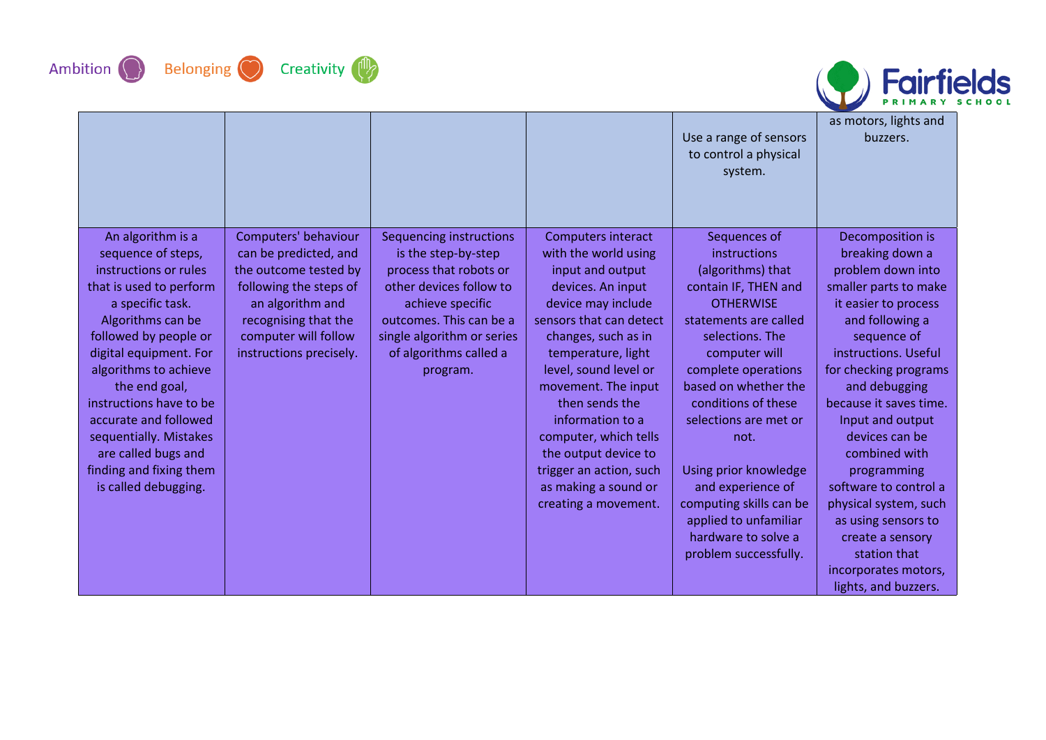|  |  |  |  | Use a range of sensors to control a physical system. | as motors, lights and buzzers. |
|---|---|---|---|---|---|
| An algorithm is a sequence of steps, instructions or rules that is used to perform a specific task. Algorithms can be followed by people or digital equipment. For algorithms to achieve the end goal, instructions have to be accurate and followed sequentially. Mistakes are called bugs and finding and fixing them is called debugging. | Computers' behaviour can be predicted, and the outcome tested by following the steps of an algorithm and recognising that the computer will follow instructions precisely. | Sequencing instructions is the step-by-step process that robots or other devices follow to achieve specific outcomes. This can be a single algorithm or series of algorithms called a program. | Computers interact with the world using input and output devices. An input device may include sensors that can detect changes, such as in temperature, light level, sound level or movement. The input then sends the information to a computer, which tells the output device to trigger an action, such as making a sound or creating a movement. | Sequences of instructions (algorithms) that contain IF, THEN and OTHERWISE statements are called selections. The computer will complete operations based on whether the conditions of these selections are met or not.<br><br>Using prior knowledge and experience of computing skills can be applied to unfamiliar hardware to solve a problem successfully. | Decomposition is breaking down a problem down into smaller parts to make it easier to process and following a sequence of instructions. Useful for checking programs and debugging because it saves time. Input and output devices can be combined with programming software to control a physical system, such as using sensors to create a sensory station that incorporates motors, lights, and buzzers. |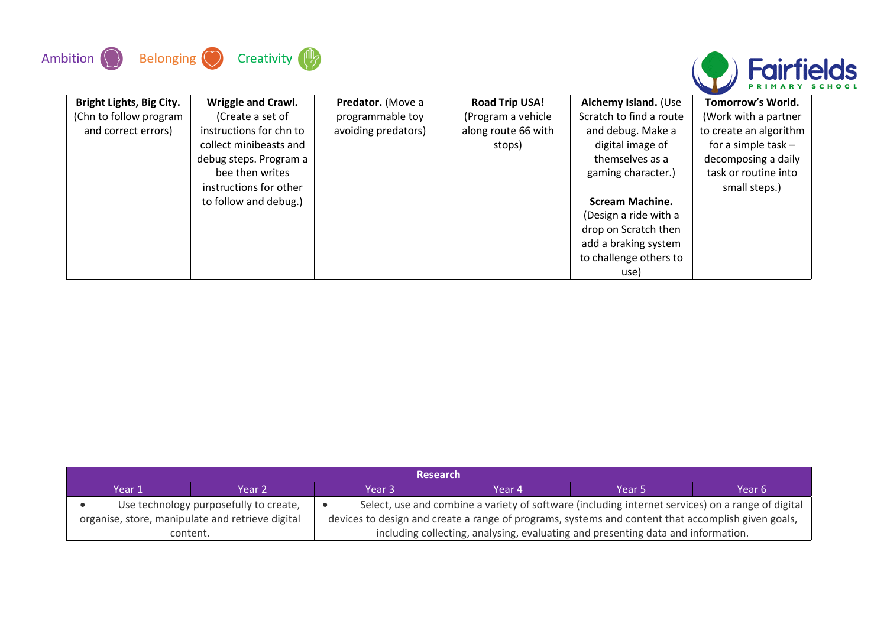Ambition Belonging Creativity

| **Bright Lights, Big City.** (Chn to follow program and correct errors) | **Wriggle and Crawl.** (Create a set of instructions for chn to collect minibeasts and debug steps. Program a bee then writes instructions for other to follow and debug.) | **Predator.** (Move a programmable toy avoiding predators) | **Road Trip USA!** (Program a vehicle along route 66 with stops) | **Alchemy Island.** (Use Scratch to find a route and debug. Make a digital image of themselves as a gaming character.)<br><br>**Scream Machine.** (Design a ride with a drop on Scratch then add a braking system to challenge others to use) | **Tomorrow's World.** (Work with a partner to create an algorithm for a simple task – decomposing a daily task or routine into small steps.) |
|---|---|---|---|---|---|

| Research | | | | | |
|---|---|---|---|---|---|
| Year 1 | Year 2 | Year 3 | Year 4 | Year 5 | Year 6 |
| • Use technology purposefully to create, organise, store, manipulate and retrieve digital content. | | • Select, use and combine a variety of software (including internet services) on a range of digital devices to design and create a range of programs, systems and content that accomplish given goals, including collecting, analysing, evaluating and presenting data and information. | | | |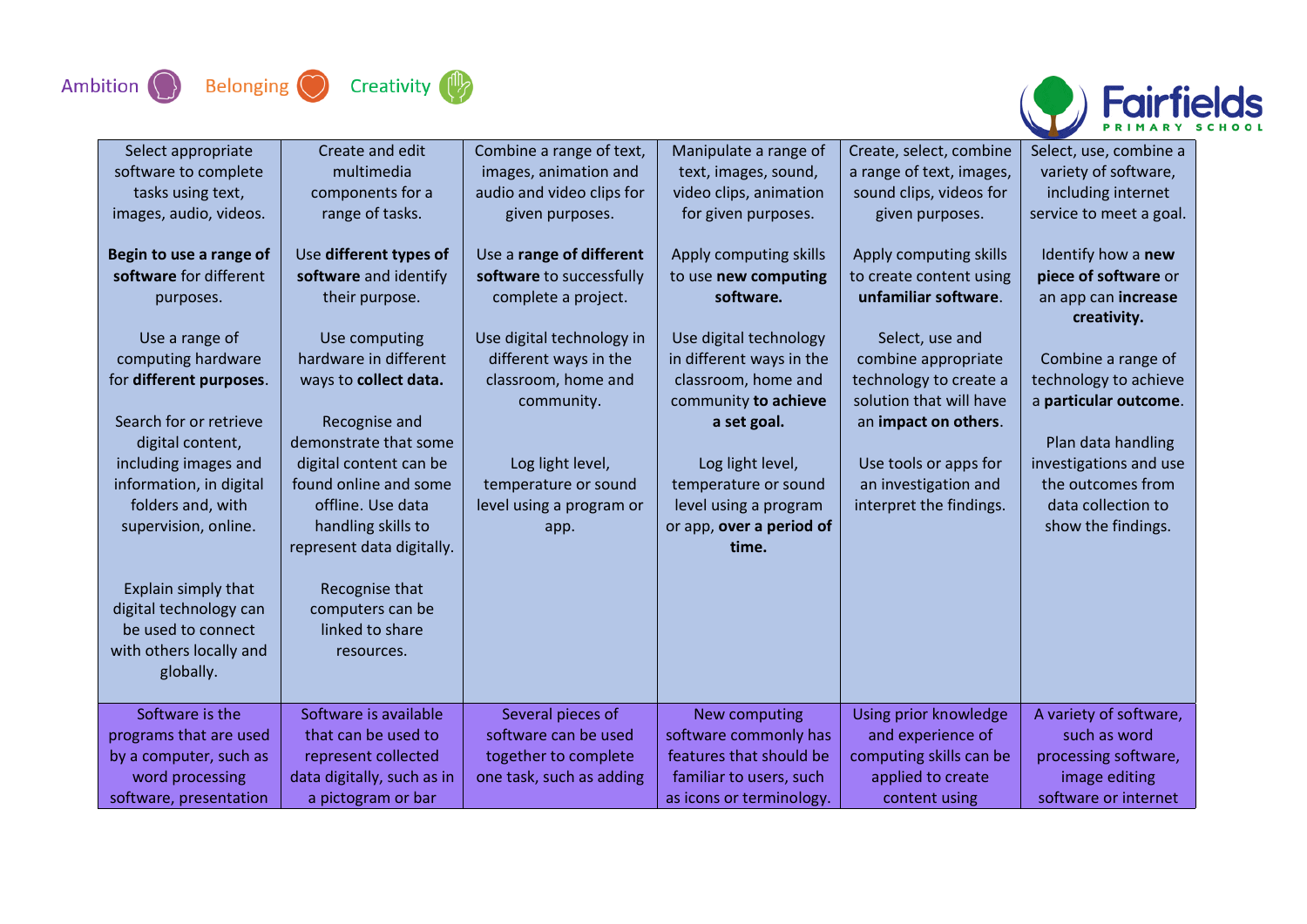Ambition Belonging Creativity

Fairfields PRIMARY SCHOOL

| | | | | | |
|---|---|---|---|---|---|
| Select appropriate software to complete tasks using text, images, audio, videos.<br><br>**Begin to use a range of software** for different purposes.<br><br>Use a range of computing hardware for **different purposes**.<br><br>Search for or retrieve digital content, including images and information, in digital folders and, with supervision, online.<br><br>Explain simply that digital technology can be used to connect with others locally and globally. | Create and edit multimedia components for a range of tasks.<br><br>Use **different types of software** and identify their purpose.<br><br>Use computing hardware in different ways to **collect data.**<br><br>Recognise and demonstrate that some digital content can be found online and some offline. Use data handling skills to represent data digitally.<br><br>Recognise that computers can be linked to share resources. | Combine a range of text, images, animation and audio and video clips for given purposes.<br><br>Use a **range of different software** to successfully complete a project.<br><br>Use digital technology in different ways in the classroom, home and community.<br><br>Log light level, temperature or sound level using a program or app. | Manipulate a range of text, images, sound, video clips, animation for given purposes.<br><br>Apply computing skills to use **new computing software.**<br><br>Use digital technology in different ways in the classroom, home and community **to achieve a set goal.**<br><br>Log light level, temperature or sound level using a program or app, **over a period of time.** | Create, select, combine a range of text, images, sound clips, videos for given purposes.<br><br>Apply computing skills to create content using **unfamiliar software**.<br><br>Select, use and combine appropriate technology to create a solution that will have an **impact on others**.<br><br>Use tools or apps for an investigation and interpret the findings. | Select, use, combine a variety of software, including internet service to meet a goal.<br><br>Identify how a **new piece of software** or an app can **increase creativity.**<br><br>Combine a range of technology to achieve a **particular outcome**.<br><br>Plan data handling investigations and use the outcomes from data collection to show the findings. |
| Software is the programs that are used by a computer, such as word processing software, presentation | Software is available that can be used to represent collected data digitally, such as in a pictogram or bar | Several pieces of software can be used together to complete one task, such as adding | New computing software commonly has features that should be familiar to users, such as icons or terminology. | Using prior knowledge and experience of computing skills can be applied to create content using | A variety of software, such as word processing software, image editing software or internet |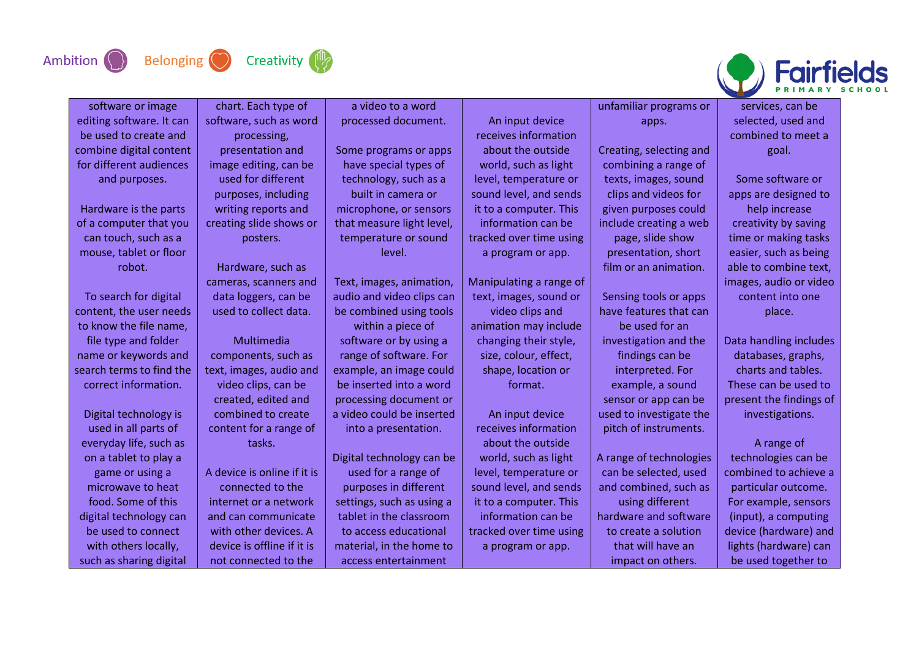| | | | | | |
|---|---|---|---|---|---|
| software or image editing software. It can be used to create and combine digital content for different audiences and purposes.<br><br>Hardware is the parts of a computer that you can touch, such as a mouse, tablet or floor robot.<br><br>To search for digital content, the user needs to know the file name, file type and folder name or keywords and search terms to find the correct information.<br><br>Digital technology is used in all parts of everyday life, such as on a tablet to play a game or using a microwave to heat food. Some of this digital technology can be used to connect with others locally, such as sharing digital | chart. Each type of software, such as word processing, presentation and image editing, can be used for different purposes, including writing reports and creating slide shows or posters.<br><br>Hardware, such as cameras, scanners and data loggers, can be used to collect data.<br><br>Multimedia components, such as text, images, audio and video clips, can be created, edited and combined to create content for a range of tasks.<br><br>A device is online if it is connected to the internet or a network and can communicate with other devices. A device is offline if it is not connected to the | a video to a word processed document.<br><br>Some programs or apps have special types of technology, such as a built in camera or microphone, or sensors that measure light level, temperature or sound level.<br><br>Text, images, animation, audio and video clips can be combined using tools within a piece of software or by using a range of software. For example, an image could be inserted into a word processing document or a video could be inserted into a presentation.<br><br>Digital technology can be used for a range of purposes in different settings, such as using a tablet in the classroom to access educational material, in the home to access entertainment | An input device receives information about the outside world, such as light level, temperature or sound level, and sends it to a computer. This information can be tracked over time using a program or app.<br><br>Manipulating a range of text, images, sound or video clips and animation may include changing their style, size, colour, effect, shape, location or format.<br><br>An input device receives information about the outside world, such as light level, temperature or sound level, and sends it to a computer. This information can be tracked over time using a program or app. | unfamiliar programs or apps.<br><br>Creating, selecting and combining a range of texts, images, sound clips and videos for given purposes could include creating a web page, slide show presentation, short film or an animation.<br><br>Sensing tools or apps have features that can be used for an investigation and the findings can be interpreted. For example, a sound sensor or app can be used to investigate the pitch of instruments.<br><br>A range of technologies can be selected, used and combined, such as using different hardware and software to create a solution that will have an impact on others. | services, can be selected, used and combined to meet a goal.<br><br>Some software or apps are designed to help increase creativity by saving time or making tasks easier, such as being able to combine text, images, audio or video content into one place.<br><br>Data handling includes databases, graphs, charts and tables. These can be used to present the findings of investigations.<br><br>A range of technologies can be combined to achieve a particular outcome. For example, sensors (input), a computing device (hardware) and lights (hardware) can be used together to |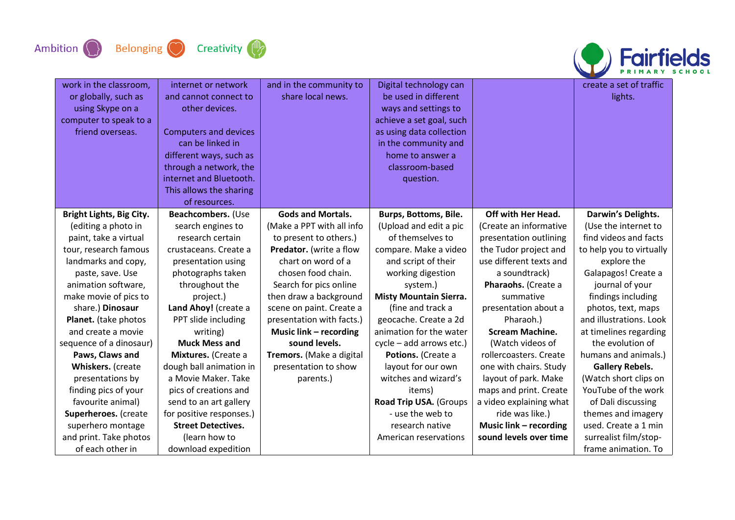| | | | | | |
|---|---|---|---|---|---|
| work in the classroom, or globally, such as using Skype on a computer to speak to a friend overseas. | internet or network and cannot connect to other devices.<br><br>Computers and devices can be linked in different ways, such as through a network, the internet and Bluetooth. This allows the sharing of resources. | and in the community to share local news. | Digital technology can be used in different ways and settings to achieve a set goal, such as using data collection in the community and home to answer a classroom-based question. | | create a set of traffic lights. |
| **Bright Lights, Big City.** (editing a photo in paint, take a virtual tour, research famous landmarks and copy, paste, save. Use animation software, make movie of pics to share.) **Dinosaur Planet.** (take photos and create a movie sequence of a dinosaur) **Paws, Claws and Whiskers.** (create presentations by finding pics of your favourite animal) **Superheroes.** (create superhero montage and print. Take photos of each other in | **Beachcombers.** (Use search engines to research certain crustaceans. Create a presentation using photographs taken throughout the project.) **Land Ahoy!** (create a PPT slide including writing) **Muck Mess and Mixtures.** (Create a dough ball animation in a Movie Maker. Take pics of creations and send to an art gallery for positive responses.) **Street Detectives.** (learn how to download expedition | **Gods and Mortals.** (Make a PPT with all info to present to others.) **Predator.** (write a flow chart on word of a chosen food chain. Search for pics online then draw a background scene on paint. Create a presentation with facts.) **Music link – recording sound levels.** **Tremors.** (Make a digital presentation to show parents.) | **Burps, Bottoms, Bile.** (Upload and edit a pic of themselves to compare. Make a video and script of their working digestion system.) **Misty Mountain Sierra.** (fine and track a geocache. Create a 2d animation for the water cycle – add arrows etc.) **Potions.** (Create a layout for our own witches and wizard's items) **Road Trip USA.** (Groups - use the web to research native American reservations | **Off with Her Head.** (Create an informative presentation outlining the Tudor project and use different texts and a soundtrack) **Pharaohs.** (Create a summative presentation about a Pharaoh.) **Scream Machine.** (Watch videos of rollercoasters. Create one with chairs. Study layout of park. Make maps and print. Create a video explaining what ride was like.) **Music link – recording sound levels over time** | **Darwin's Delights.** (Use the internet to find videos and facts to help you to virtually explore the Galapagos! Create a journal of your findings including photos, text, maps and illustrations. Look at timelines regarding the evolution of humans and animals.) **Gallery Rebels.** (Watch short clips on YouTube of the work of Dali discussing themes and imagery used. Create a 1 min surrealist film/stop-frame animation. To |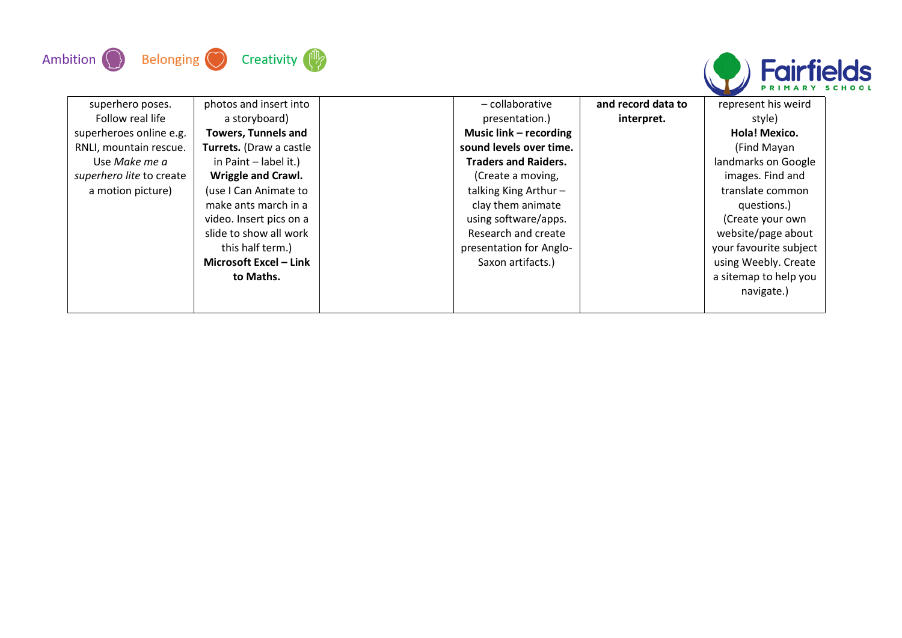| | | | | | |
|---|---|---|---|---|---|
| superhero poses. Follow real life superheroes online e.g. RNLI, mountain rescue. Use *Make me a superhero lite* to create a motion picture) | photos and insert into a storyboard) **Towers, Tunnels and Turrets.** (Draw a castle in Paint – label it.) **Wriggle and Crawl.** (use I Can Animate to make ants march in a video. Insert pics on a slide to show all work this half term.) **Microsoft Excel – Link to Maths.** | | – collaborative presentation.) **Music link – recording sound levels over time.** **Traders and Raiders.** (Create a moving, talking King Arthur – clay them animate using software/apps. Research and create presentation for Anglo-Saxon artifacts.) | **and record data to interpret.** | represent his weird style) **Hola! Mexico.** (Find Mayan landmarks on Google images. Find and translate common questions.) (Create your own website/page about your favourite subject using Weebly. Create a sitemap to help you navigate.) |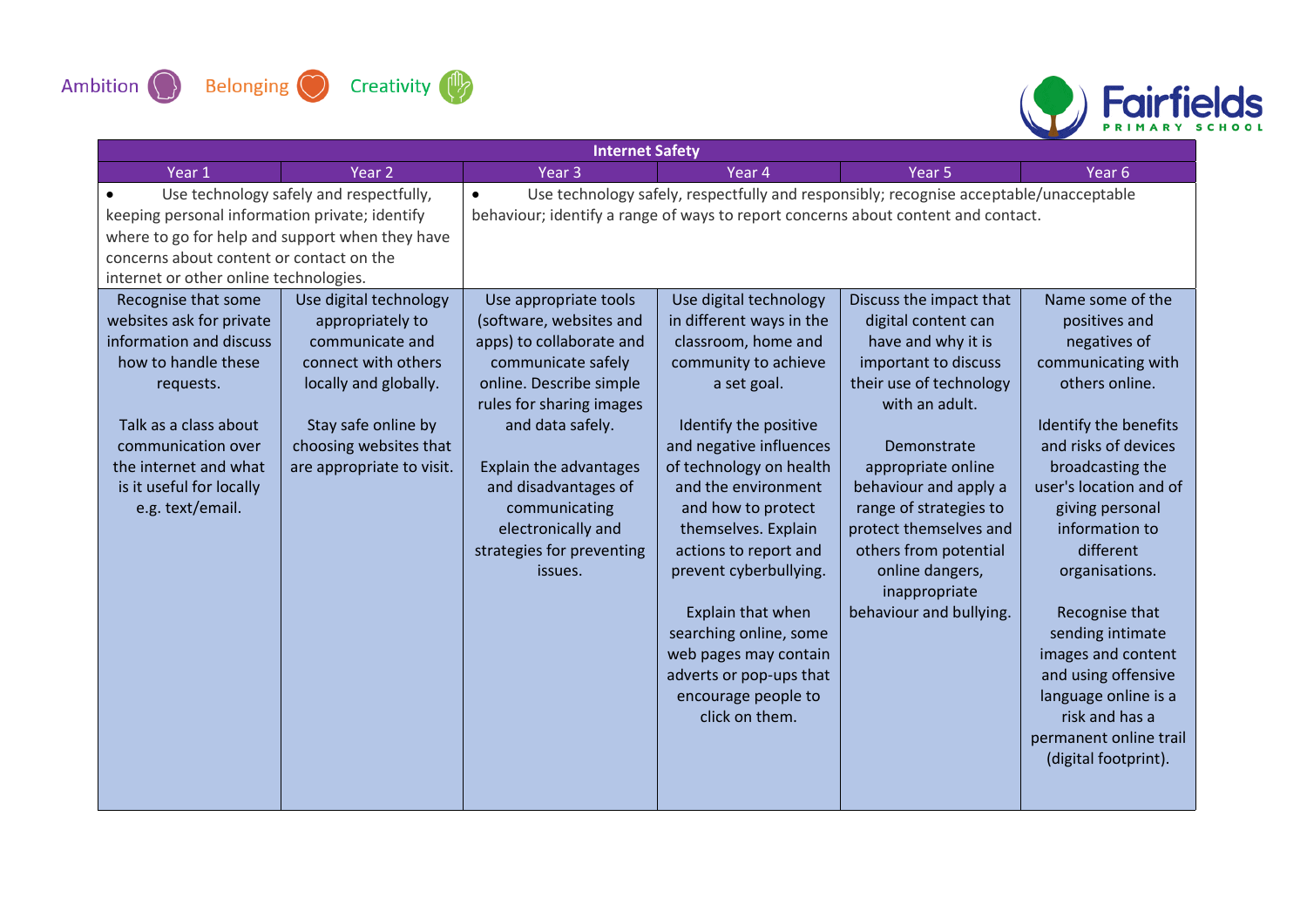Ambition Belonging Creativity

Fairfields PRIMARY SCHOOL

| Internet Safety | | | | | |
|---|---|---|---|---|---|
| Year 1 | Year 2 | Year 3 | Year 4 | Year 5 | Year 6 |
| • Use technology safely and respectfully, keeping personal information private; identify where to go for help and support when they have concerns about content or contact on the internet or other online technologies. | | • Use technology safely, respectfully and responsibly; recognise acceptable/unacceptable behaviour; identify a range of ways to report concerns about content and contact. | | | |
| Recognise that some websites ask for private information and discuss how to handle these requests.<br><br>Talk as a class about communication over the internet and what is it useful for locally e.g. text/email. | Use digital technology appropriately to communicate and connect with others locally and globally.<br><br>Stay safe online by choosing websites that are appropriate to visit. | Use appropriate tools (software, websites and apps) to collaborate and communicate safely online. Describe simple rules for sharing images and data safely.<br><br>Explain the advantages and disadvantages of communicating electronically and strategies for preventing issues. | Use digital technology in different ways in the classroom, home and community to achieve a set goal.<br><br>Identify the positive and negative influences of technology on health and the environment and how to protect themselves. Explain actions to report and prevent cyberbullying.<br><br>Explain that when searching online, some web pages may contain adverts or pop-ups that encourage people to click on them. | Discuss the impact that digital content can have and why it is important to discuss their use of technology with an adult.<br><br>Demonstrate appropriate online behaviour and apply a range of strategies to protect themselves and others from potential online dangers, inappropriate behaviour and bullying. | Name some of the positives and negatives of communicating with others online.<br><br>Identify the benefits and risks of devices broadcasting the user's location and of giving personal information to different organisations.<br><br>Recognise that sending intimate images and content and using offensive language online is a risk and has a permanent online trail (digital footprint). |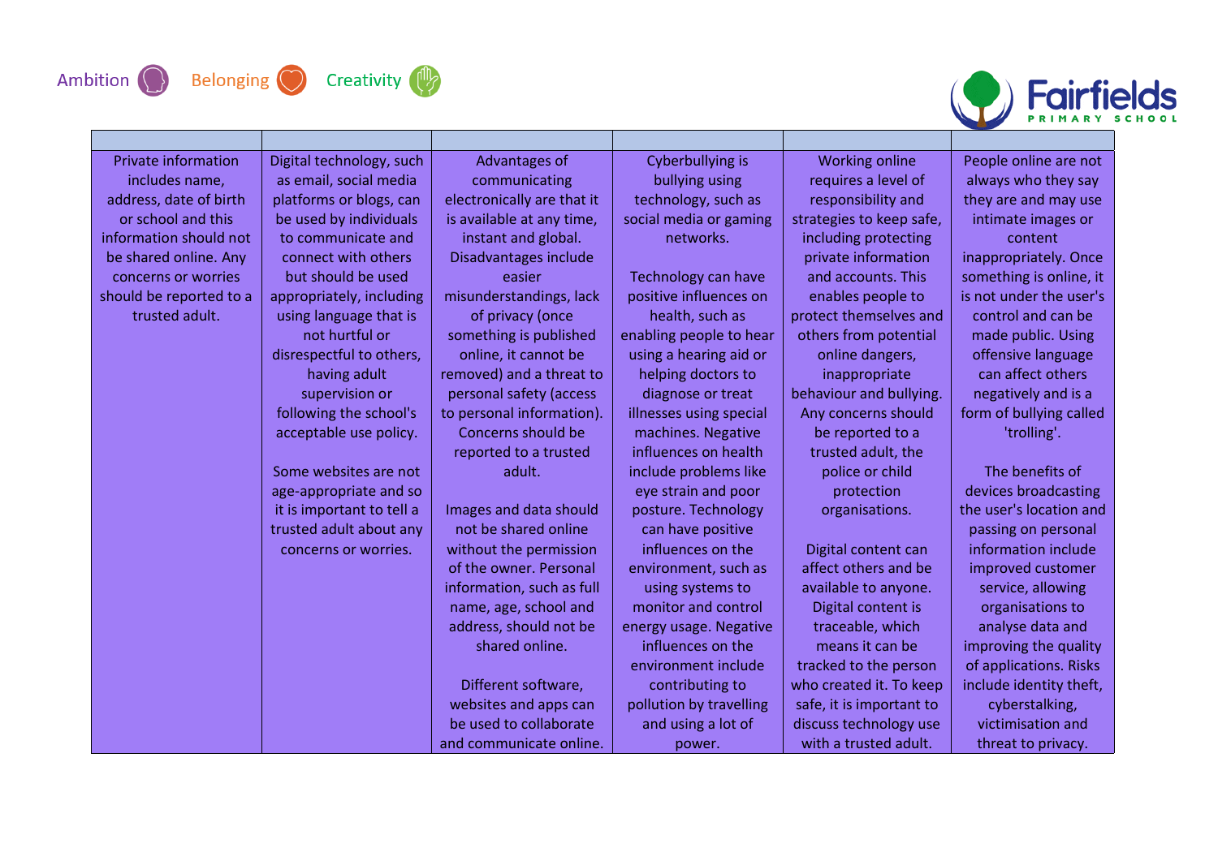Ambition Belonging Creativity

| | | | | | |
|---|---|---|---|---|---|
| Private information includes name, address, date of birth or school and this information should not be shared online. Any concerns or worries should be reported to a trusted adult. | Digital technology, such as email, social media platforms or blogs, can be used by individuals to communicate and connect with others but should be used appropriately, including using language that is not hurtful or disrespectful to others, having adult supervision or following the school's acceptable use policy.<br><br>Some websites are not age-appropriate and so it is important to tell a trusted adult about any concerns or worries. | Advantages of communicating electronically are that it is available at any time, instant and global. Disadvantages include easier misunderstandings, lack of privacy (once something is published online, it cannot be removed) and a threat to personal safety (access to personal information). Concerns should be reported to a trusted adult.<br><br>Images and data should not be shared online without the permission of the owner. Personal information, such as full name, age, school and address, should not be shared online.<br><br>Different software, websites and apps can be used to collaborate and communicate online. | Cyberbullying is bullying using technology, such as social media or gaming networks.<br><br>Technology can have positive influences on health, such as enabling people to hear using a hearing aid or helping doctors to diagnose or treat illnesses using special machines. Negative influences on health include problems like eye strain and poor posture. Technology can have positive influences on the environment, such as using systems to monitor and control energy usage. Negative influences on the environment include contributing to pollution by travelling and using a lot of power. | Working online requires a level of responsibility and strategies to keep safe, including protecting private information and accounts. This enables people to protect themselves and others from potential online dangers, inappropriate behaviour and bullying. Any concerns should be reported to a trusted adult, the police or child protection organisations.<br><br>Digital content can affect others and be available to anyone. Digital content is traceable, which means it can be tracked to the person who created it. To keep safe, it is important to discuss technology use with a trusted adult. | People online are not always who they say they are and may use intimate images or content inappropriately. Once something is online, it is not under the user's control and can be made public. Using offensive language can affect others negatively and is a form of bullying called 'trolling'.<br><br>The benefits of devices broadcasting the user's location and passing on personal information include improved customer service, allowing organisations to analyse data and improving the quality of applications. Risks include identity theft, cyberstalking, victimisation and threat to privacy. |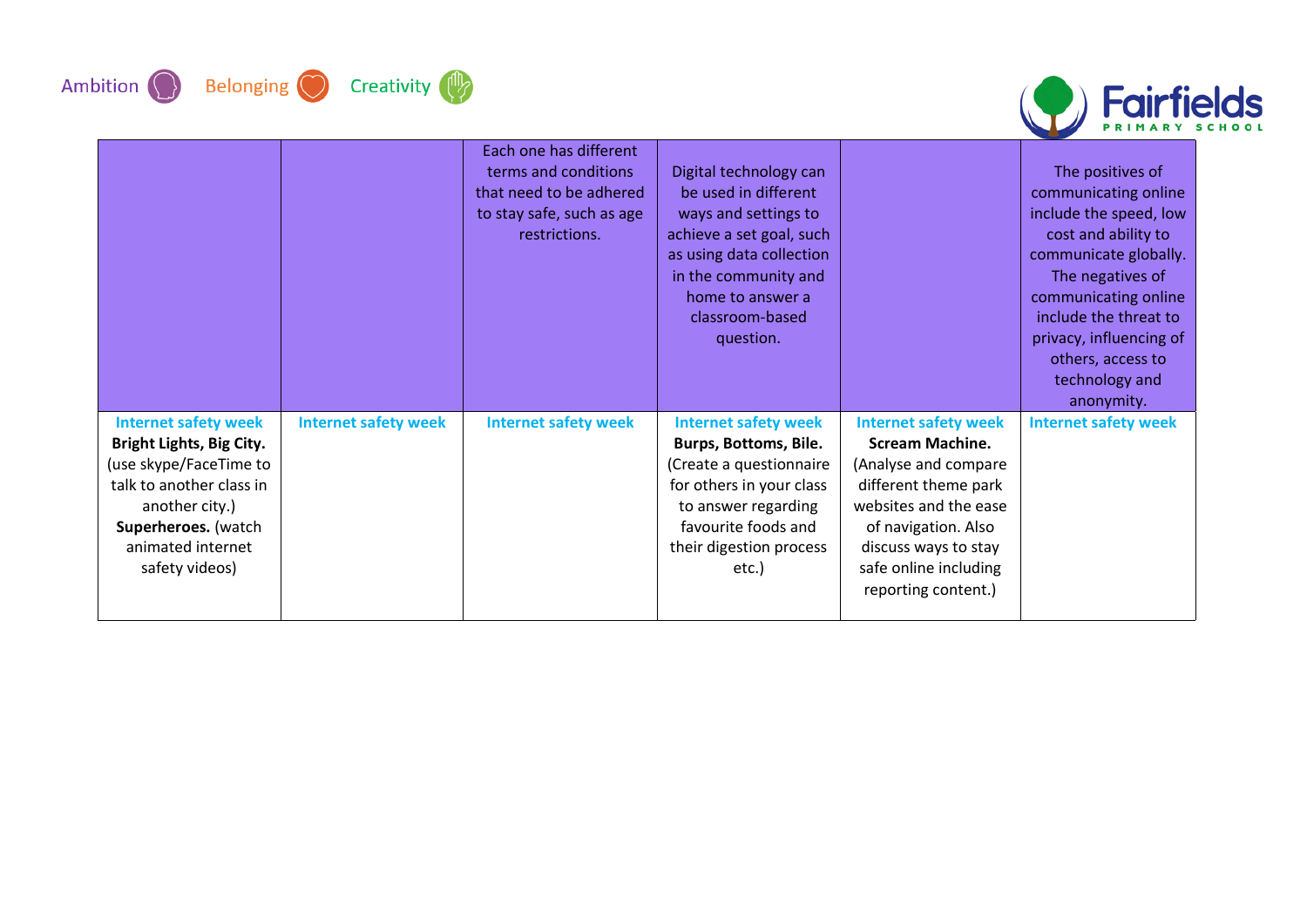Ambition Belonging Creativity

| | | | | | |
|---|---|---|---|---|---|
| | | Each one has different terms and conditions that need to be adhered to stay safe, such as age restrictions. | Digital technology can be used in different ways and settings to achieve a set goal, such as using data collection in the community and home to answer a classroom-based question. | | The positives of communicating online include the speed, low cost and ability to communicate globally. The negatives of communicating online include the threat to privacy, influencing of others, access to technology and anonymity. |
| **Internet safety week** **Bright Lights, Big City.** (use skype/FaceTime to talk to another class in another city.) **Superheroes.** (watch animated internet safety videos) | **Internet safety week** | **Internet safety week** | **Internet safety week** **Burps, Bottoms, Bile.** (Create a questionnaire for others in your class to answer regarding favourite foods and their digestion process etc.) | **Internet safety week** **Scream Machine.** (Analyse and compare different theme park websites and the ease of navigation. Also discuss ways to stay safe online including reporting content.) | **Internet safety week** |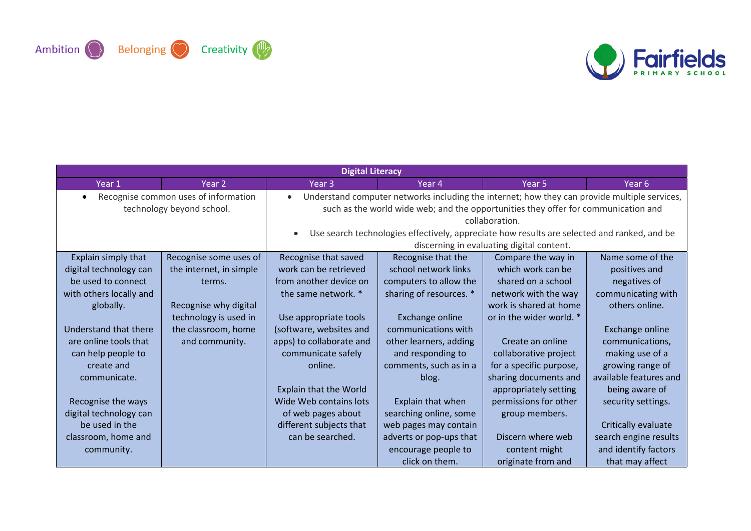Ambition Belonging Creativity

| Digital Literacy | | | | | |
|---|---|---|---|---|---|
| Year 1 | Year 2 | Year 3 | Year 4 | Year 5 | Year 6 |
| • Recognise common uses of information technology beyond school. | | • Understand computer networks including the internet; how they can provide multiple services, such as the world wide web; and the opportunities they offer for communication and collaboration.<br>• Use search technologies effectively, appreciate how results are selected and ranked, and be discerning in evaluating digital content. | | | |
| Explain simply that digital technology can be used to connect with others locally and globally.<br><br>Understand that there are online tools that can help people to create and communicate.<br><br>Recognise the ways digital technology can be used in the classroom, home and community. | Recognise some uses of the internet, in simple terms.<br><br>Recognise why digital technology is used in the classroom, home and community. | Recognise that saved work can be retrieved from another device on the same network. *<br><br>Use appropriate tools (software, websites and apps) to collaborate and communicate safely online.<br><br>Explain that the World Wide Web contains lots of web pages about different subjects that can be searched. | Recognise that the school network links computers to allow the sharing of resources. *<br><br>Exchange online communications with other learners, adding and responding to comments, such as in a blog.<br><br>Explain that when searching online, some web pages may contain adverts or pop-ups that encourage people to click on them. | Compare the way in which work can be shared on a school network with the way work is shared at home or in the wider world. *<br><br>Create an online collaborative project for a specific purpose, sharing documents and appropriately setting permissions for other group members.<br><br>Discern where web content might originate from and | Name some of the positives and negatives of communicating with others online.<br><br>Exchange online communications, making use of a growing range of available features and being aware of security settings.<br><br>Critically evaluate search engine results and identify factors that may affect |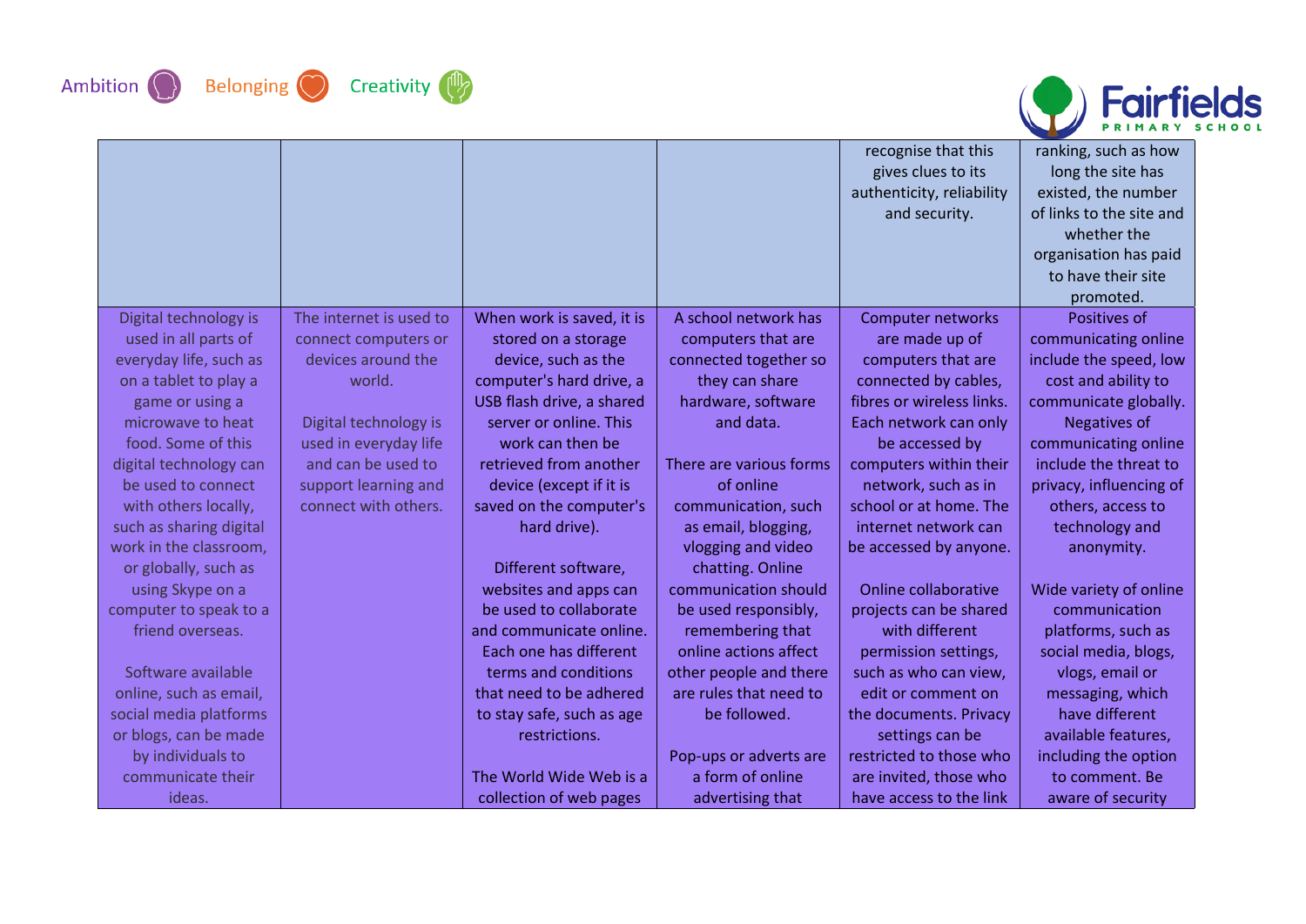Ambition Belonging Creativity

| | | | | | |
|---|---|---|---|---|---|
| | | | | recognise that this gives clues to its authenticity, reliability and security. | ranking, such as how long the site has existed, the number of links to the site and whether the organisation has paid to have their site promoted. |
| Digital technology is used in all parts of everyday life, such as on a tablet to play a game or using a microwave to heat food. Some of this digital technology can be used to connect with others locally, such as sharing digital work in the classroom, or globally, such as using Skype on a computer to speak to a friend overseas.<br><br>Software available online, such as email, social media platforms or blogs, can be made by individuals to communicate their ideas. | The internet is used to connect computers or devices around the world.<br><br>Digital technology is used in everyday life and can be used to support learning and connect with others. | When work is saved, it is stored on a storage device, such as the computer's hard drive, a USB flash drive, a shared server or online. This work can then be retrieved from another device (except if it is saved on the computer's hard drive).<br><br>Different software, websites and apps can be used to collaborate and communicate online. Each one has different terms and conditions that need to be adhered to stay safe, such as age restrictions.<br><br>The World Wide Web is a collection of web pages | A school network has computers that are connected together so they can share hardware, software and data.<br><br>There are various forms of online communication, such as email, blogging, vlogging and video chatting. Online communication should be used responsibly, remembering that online actions affect other people and there are rules that need to be followed.<br><br>Pop-ups or adverts are a form of online advertising that | Computer networks are made up of computers that are connected by cables, fibres or wireless links. Each network can only be accessed by computers within their network, such as in school or at home. The internet network can be accessed by anyone.<br><br>Online collaborative projects can be shared with different permission settings, such as who can view, edit or comment on the documents. Privacy settings can be restricted to those who are invited, those who have access to the link | Positives of communicating online include the speed, low cost and ability to communicate globally. Negatives of communicating online include the threat to privacy, influencing of others, access to technology and anonymity.<br><br>Wide variety of online communication platforms, such as social media, blogs, vlogs, email or messaging, which have different available features, including the option to comment. Be aware of security |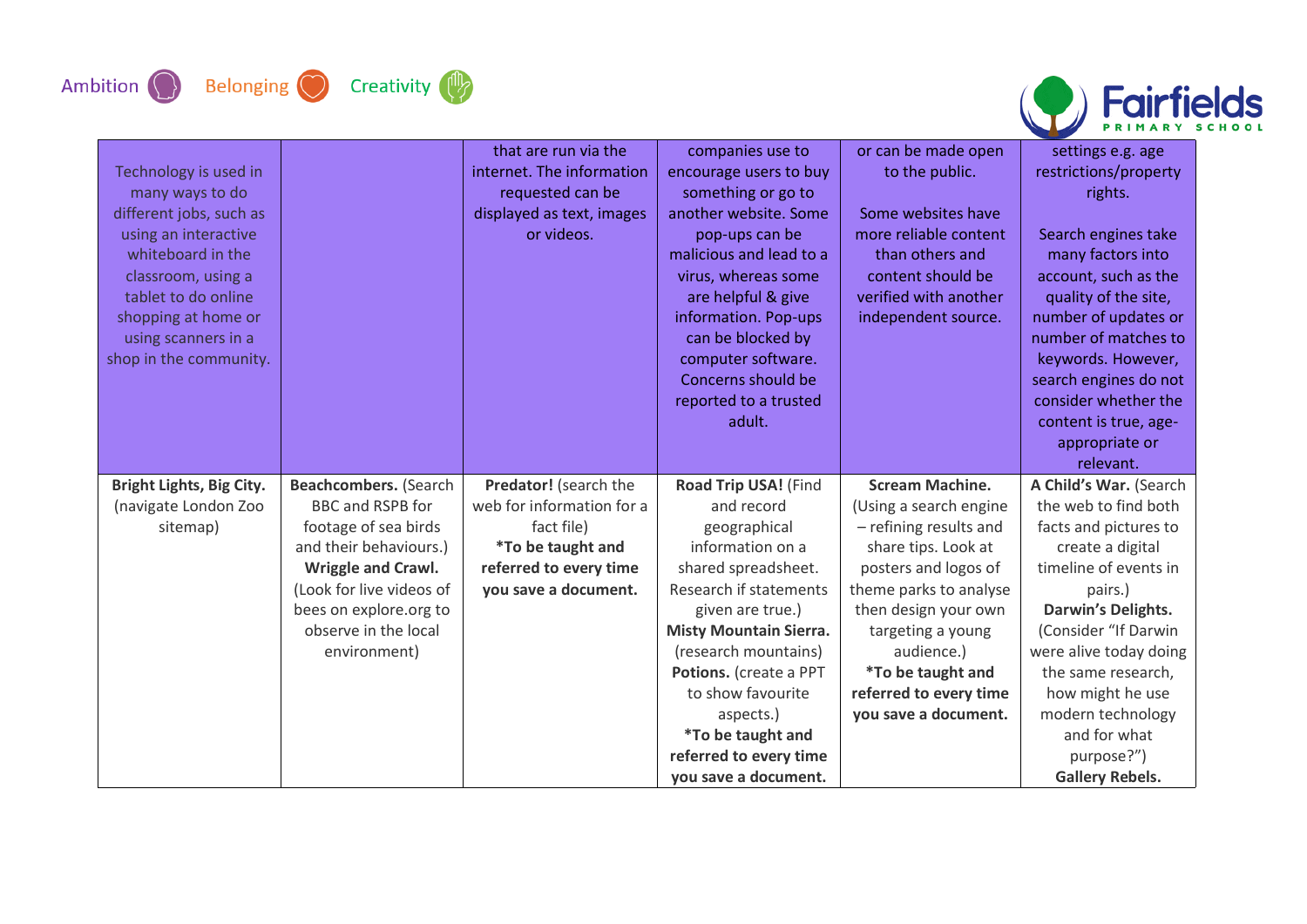| | | | | | |
|---|---|---|---|---|---|
| Technology is used in many ways to do different jobs, such as using an interactive whiteboard in the classroom, using a tablet to do online shopping at home or using scanners in a shop in the community. | | that are run via the internet. The information requested can be displayed as text, images or videos. | companies use to encourage users to buy something or go to another website. Some pop-ups can be malicious and lead to a virus, whereas some are helpful & give information. Pop-ups can be blocked by computer software. Concerns should be reported to a trusted adult. | or can be made open to the public.<br><br>Some websites have more reliable content than others and content should be verified with another independent source. | settings e.g. age restrictions/property rights.<br><br>Search engines take many factors into account, such as the quality of the site, number of updates or number of matches to keywords. However, search engines do not consider whether the content is true, age-appropriate or relevant. |
| **Bright Lights, Big City.** (navigate London Zoo sitemap) | **Beachcombers.** (Search BBC and RSPB for footage of sea birds and their behaviours.)<br>**Wriggle and Crawl.** (Look for live videos of bees on explore.org to observe in the local environment) | **Predator!** (search the web for information for a fact file)<br>***To be taught and referred to every time you save a document.** | **Road Trip USA!** (Find and record geographical information on a shared spreadsheet. Research if statements given are true.)<br>**Misty Mountain Sierra.** (research mountains)<br>**Potions.** (create a PPT to show favourite aspects.)<br>***To be taught and referred to every time you save a document.** | **Scream Machine.** (Using a search engine – refining results and share tips. Look at posters and logos of theme parks to analyse then design your own targeting a young audience.)<br>***To be taught and referred to every time you save a document.** | **A Child's War.** (Search the web to find both facts and pictures to create a digital timeline of events in pairs.)<br>**Darwin's Delights.** (Consider "If Darwin were alive today doing the same research, how might he use modern technology and for what purpose?")<br>**Gallery Rebels.** |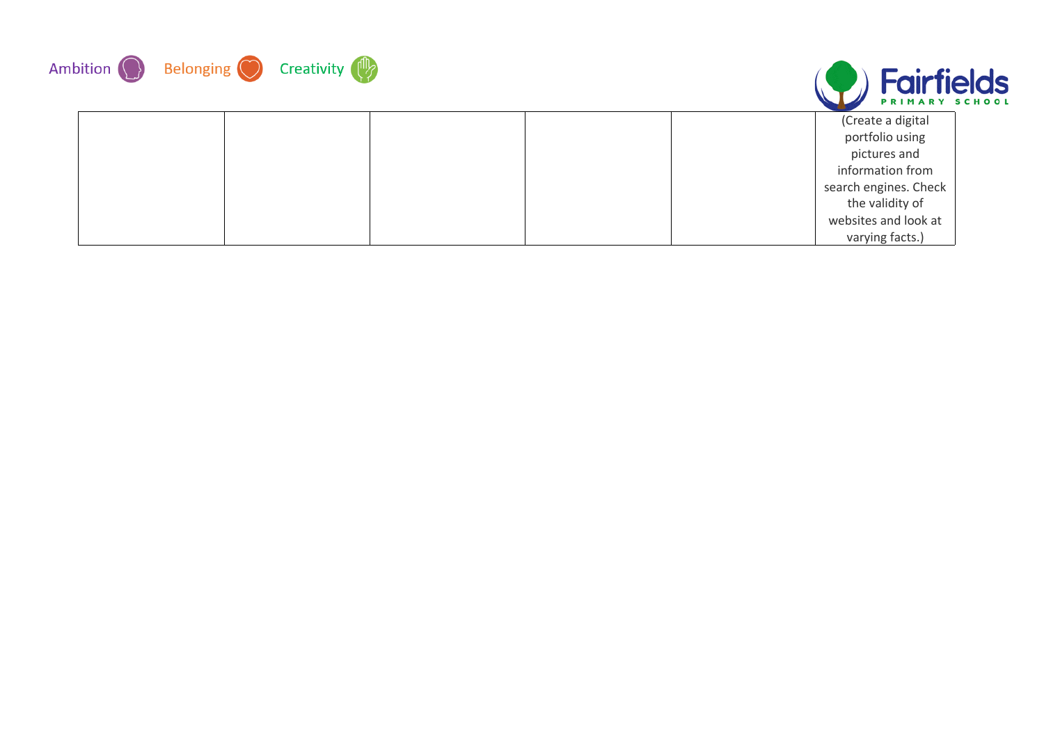| | | | | | |
|---|---|---|---|---|---|
| | | | | | (Create a digital portfolio using pictures and information from search engines. Check the validity of websites and look at varying facts.) |